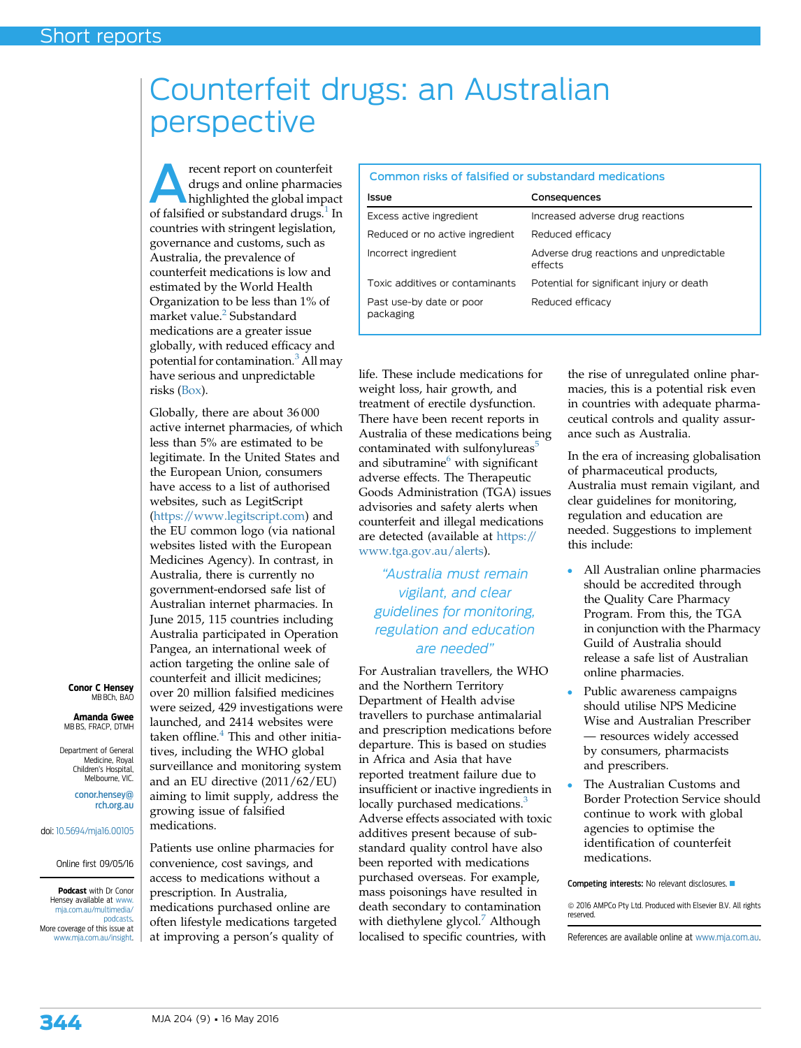# Counterfeit drugs: an Australian perspective

**Conor C Hensey**
MB BCh, BAO

**Amanda Gwee**
MB BS, FRACP, DTMH

Department of General Medicine, Royal Children's Hospital, Melbourne, VIC.

conor.hensey@rch.org.au

doi: 10.5694/mja16.00105

Online first 09/05/16

**Podcast** with Dr Conor Hensey available at www.mja.com.au/multimedia/podcasts.
More coverage of this issue at www.mja.com.au/insight.

A recent report on counterfeit drugs and online pharmacies highlighted the global impact of falsified or substandard drugs.[1] In countries with stringent legislation, governance and customs, such as Australia, the prevalence of counterfeit medications is low and estimated by the World Health Organization to be less than 1% of market value.[2] Substandard medications are a greater issue globally, with reduced efficacy and potential for contamination.[3] All may have serious and unpredictable risks (Box).

**Common risks of falsified or substandard medications**

| Issue | Consequences |
|---|---|
| Excess active ingredient | Increased adverse drug reactions |
| Reduced or no active ingredient | Reduced efficacy |
| Incorrect ingredient | Adverse drug reactions and unpredictable effects |
| Toxic additives or contaminants | Potential for significant injury or death |
| Past use-by date or poor packaging | Reduced efficacy |

Globally, there are about 36 000 active internet pharmacies, of which less than 5% are estimated to be legitimate. In the United States and the European Union, consumers have access to a list of authorised websites, such as LegitScript (https://www.legitscript.com) and the EU common logo (via national websites listed with the European Medicines Agency). In contrast, in Australia, there is currently no government-endorsed safe list of Australian internet pharmacies. In June 2015, 115 countries including Australia participated in Operation Pangea, an international week of action targeting the online sale of counterfeit and illicit medicines; over 20 million falsified medicines were seized, 429 investigations were launched, and 2414 websites were taken offline.[4] This and other initiatives, including the WHO global surveillance and monitoring system and an EU directive (2011/62/EU) aiming to limit supply, address the growing issue of falsified medications.

Patients use online pharmacies for convenience, cost savings, and access to medications without a prescription. In Australia, medications purchased online are often lifestyle medications targeted at improving a person's quality of life. These include medications for weight loss, hair growth, and treatment of erectile dysfunction. There have been recent reports in Australia of these medications being contaminated with sulfonylureas[5] and sibutramine[6] with significant adverse effects. The Therapeutic Goods Administration (TGA) issues advisories and safety alerts when counterfeit and illegal medications are detected (available at https://www.tga.gov.au/alerts).

> "Australia must remain vigilant, and clear guidelines for monitoring, regulation and education are needed"

For Australian travellers, the WHO and the Northern Territory Department of Health advise travellers to purchase antimalarial and prescription medications before departure. This is based on studies in Africa and Asia that have reported treatment failure due to insufficient or inactive ingredients in locally purchased medications.[3] Adverse effects associated with toxic additives present because of substandard quality control have also been reported with medications purchased overseas. For example, mass poisonings have resulted in death secondary to contamination with diethylene glycol.[7] Although localised to specific countries, with the rise of unregulated online pharmacies, this is a potential risk even in countries with adequate pharmaceutical controls and quality assurance such as Australia.

In the era of increasing globalisation of pharmaceutical products, Australia must remain vigilant, and clear guidelines for monitoring, regulation and education are needed. Suggestions to implement this include:

- All Australian online pharmacies should be accredited through the Quality Care Pharmacy Program. From this, the TGA in conjunction with the Pharmacy Guild of Australia should release a safe list of Australian online pharmacies.
- Public awareness campaigns should utilise NPS Medicine Wise and Australian Prescriber — resources widely accessed by consumers, pharmacists and prescribers.
- The Australian Customs and Border Protection Service should continue to work with global agencies to optimise the identification of counterfeit medications.

**Competing interests:** No relevant disclosures.

© 2016 AMPCo Pty Ltd. Produced with Elsevier B.V. All rights reserved.

References are available online at www.mja.com.au.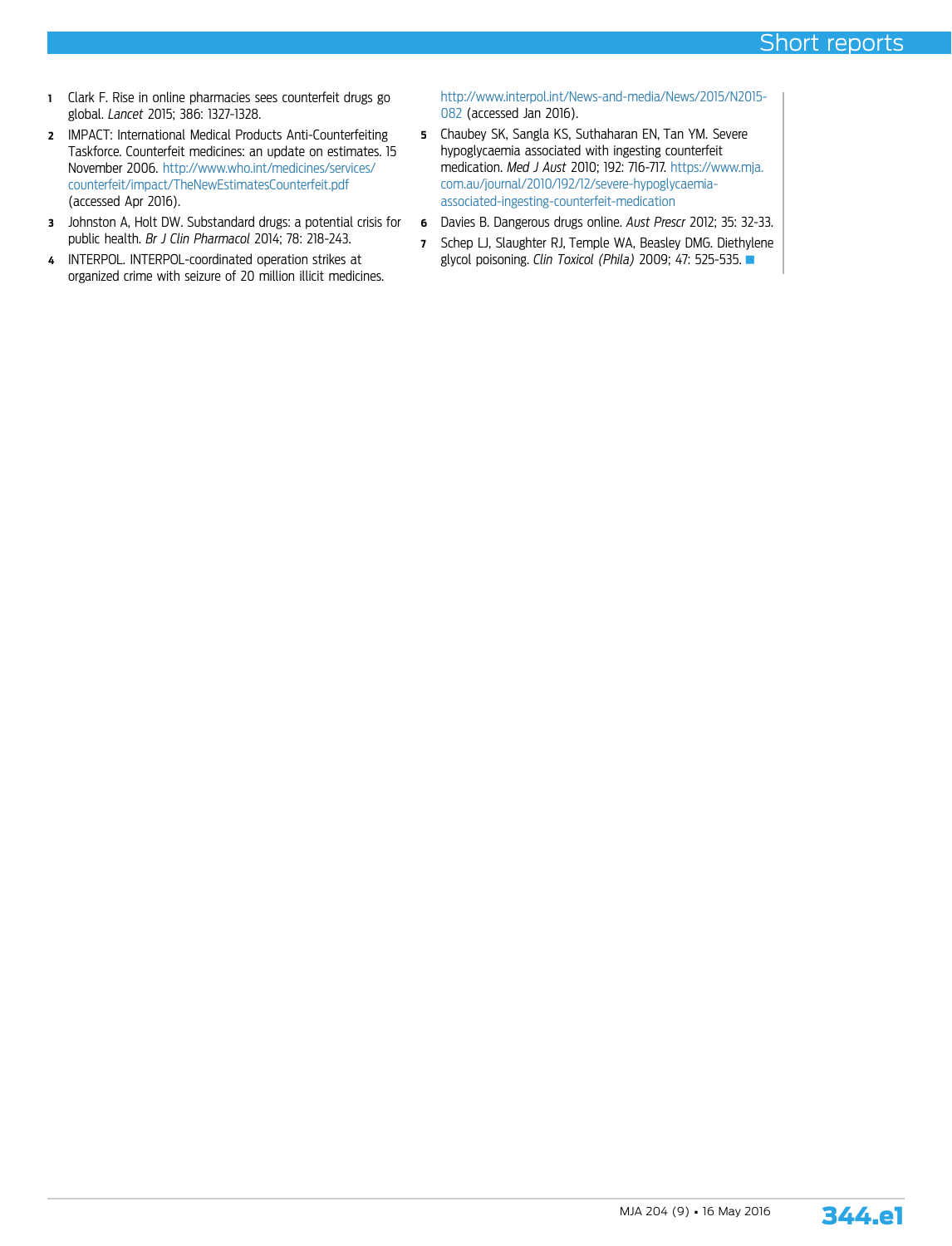1. Clark F. Rise in online pharmacies sees counterfeit drugs go global. *Lancet* 2015; 386: 1327-1328.
2. IMPACT: International Medical Products Anti-Counterfeiting Taskforce. Counterfeit medicines: an update on estimates. 15 November 2006. http://www.who.int/medicines/services/counterfeit/impact/TheNewEstimatesCounterfeit.pdf (accessed Apr 2016).
3. Johnston A, Holt DW. Substandard drugs: a potential crisis for public health. *Br J Clin Pharmacol* 2014; 78: 218-243.
4. INTERPOL. INTERPOL-coordinated operation strikes at organized crime with seizure of 20 million illicit medicines. http://www.interpol.int/News-and-media/News/2015/N2015-082 (accessed Jan 2016).
5. Chaubey SK, Sangla KS, Suthaharan EN, Tan YM. Severe hypoglycaemia associated with ingesting counterfeit medication. *Med J Aust* 2010; 192: 716-717. https://www.mja.com.au/journal/2010/192/12/severe-hypoglycaemia-associated-ingesting-counterfeit-medication
6. Davies B. Dangerous drugs online. *Aust Prescr* 2012; 35: 32-33.
7. Schep LJ, Slaughter RJ, Temple WA, Beasley DMG. Diethylene glycol poisoning. *Clin Toxicol (Phila)* 2009; 47: 525-535. ■